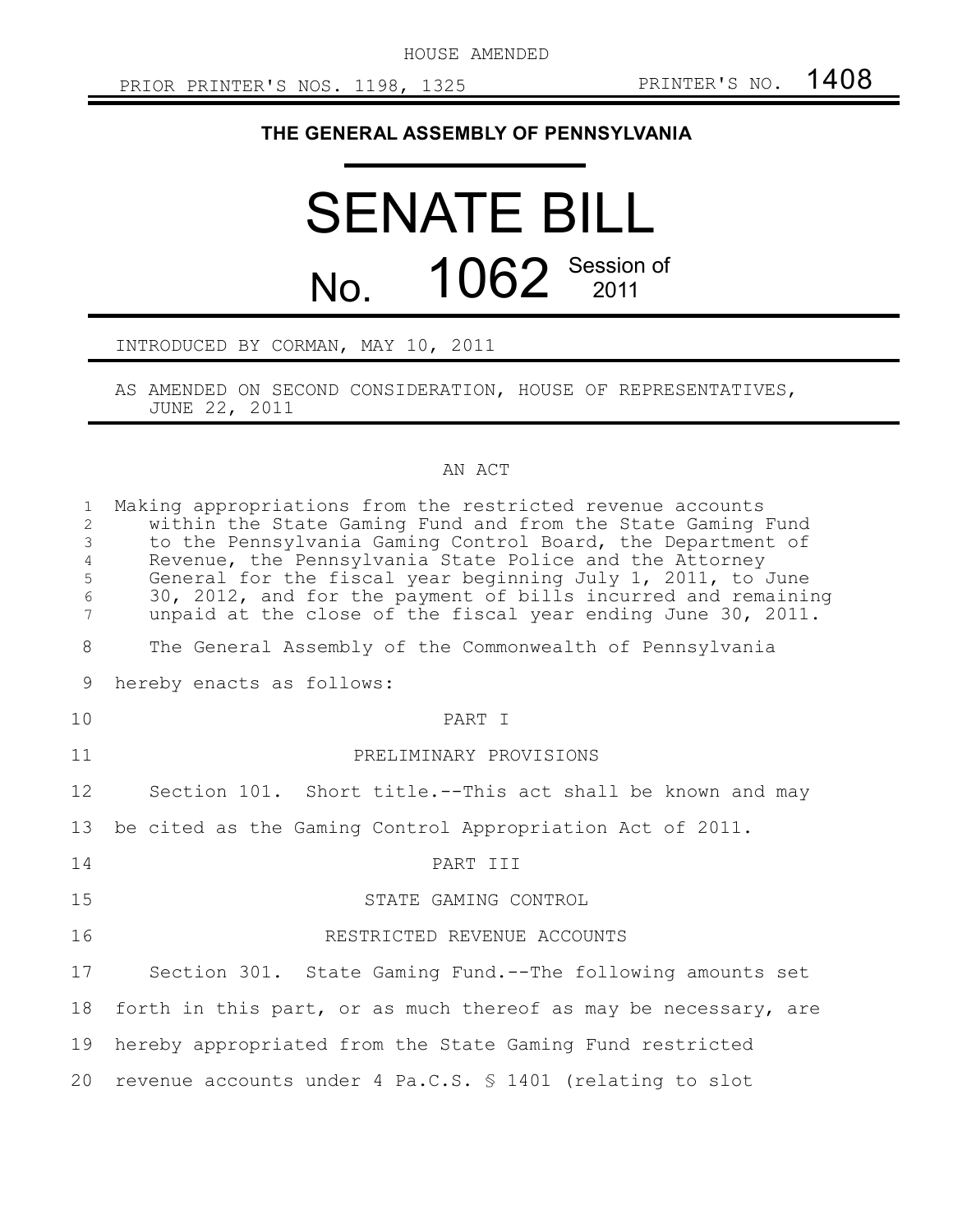HOUSE AMENDED

PRIOR PRINTER'S NOS. 1198, 1325 PRINTER'S NO. 1408

**THE GENERAL ASSEMBLY OF PENNSYLVANIA**

# SENATE BILL

# No. 1062 Session of 2011

INTRODUCED BY CORMAN, MAY 10, 2011

AS AMENDED ON SECOND CONSIDERATION, HOUSE OF REPRESENTATIVES, JUNE 22, 2011

AN ACT

Making appropriations from the restricted revenue accounts within the State Gaming Fund and from the State Gaming Fund to the Pennsylvania Gaming Control Board, the Department of Revenue, the Pennsylvania State Police and the Attorney General for the fiscal year beginning July 1, 2011, to June 30, 2012, and for the payment of bills incurred and remaining unpaid at the close of the fiscal year ending June 30, 2011.

The General Assembly of the Commonwealth of Pennsylvania hereby enacts as follows:

PART I

PRELIMINARY PROVISIONS

Section 101. Short title.--This act shall be known and may be cited as the Gaming Control Appropriation Act of 2011.

PART III

STATE GAMING CONTROL

RESTRICTED REVENUE ACCOUNTS

Section 301. State Gaming Fund.--The following amounts set forth in this part, or as much thereof as may be necessary, are hereby appropriated from the State Gaming Fund restricted revenue accounts under 4 Pa.C.S. § 1401 (relating to slot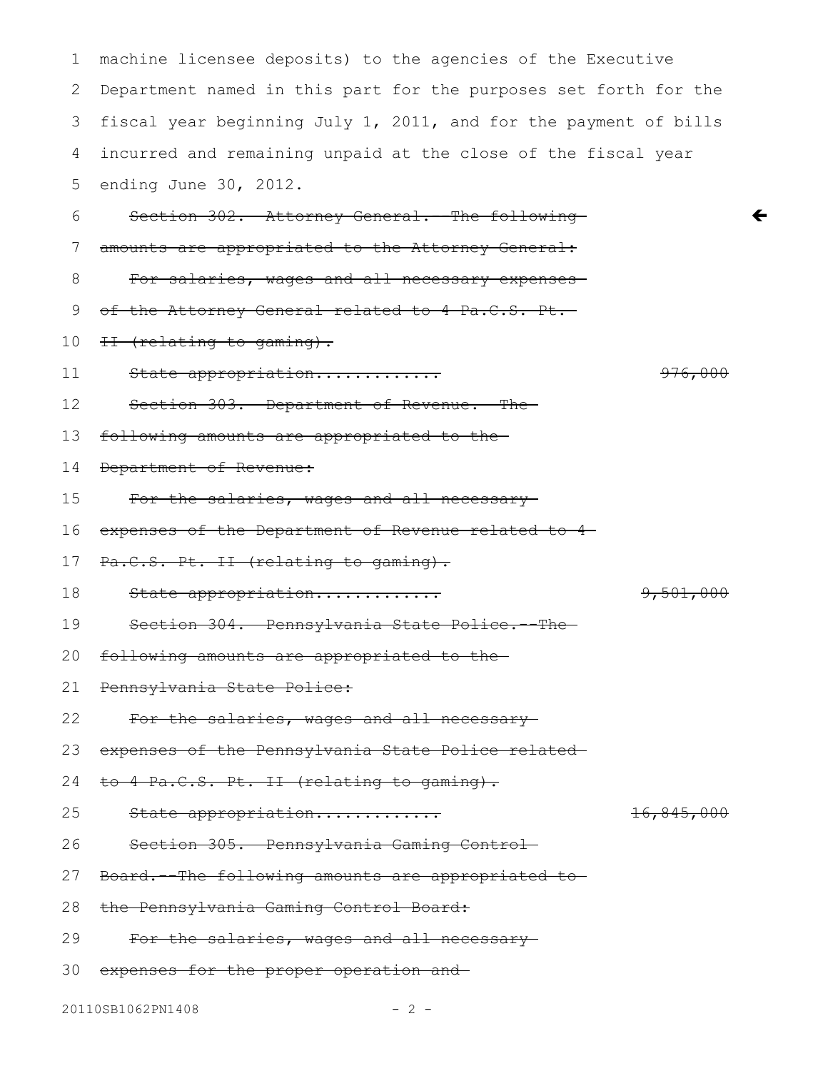machine licensee deposits) to the agencies of the Executive Department named in this part for the purposes set forth for the fiscal year beginning July 1, 2011, and for the payment of bills incurred and remaining unpaid at the close of the fiscal year ending June 30, 2012.

~~Section 302. Attorney General. The following amounts are appropriated to the Attorney General:~~

~~For salaries, wages and all necessary expenses of the Attorney General related to 4 Pa.C.S. Pt. II (relating to gaming).~~

~~State appropriation............ 976,000~~

~~Section 303. Department of Revenue. The following amounts are appropriated to the Department of Revenue:~~

~~For the salaries, wages and all necessary expenses of the Department of Revenue related to 4 Pa.C.S. Pt. II (relating to gaming).~~

~~State appropriation............ 9,501,000~~

~~Section 304. Pennsylvania State Police.--The following amounts are appropriated to the Pennsylvania State Police:~~

~~For the salaries, wages and all necessary expenses of the Pennsylvania State Police related to 4 Pa.C.S. Pt. II (relating to gaming).~~

~~State appropriation............ 16,845,000~~

~~Section 305. Pennsylvania Gaming Control Board.--The following amounts are appropriated to the Pennsylvania Gaming Control Board:~~

~~For the salaries, wages and all necessary expenses for the proper operation and~~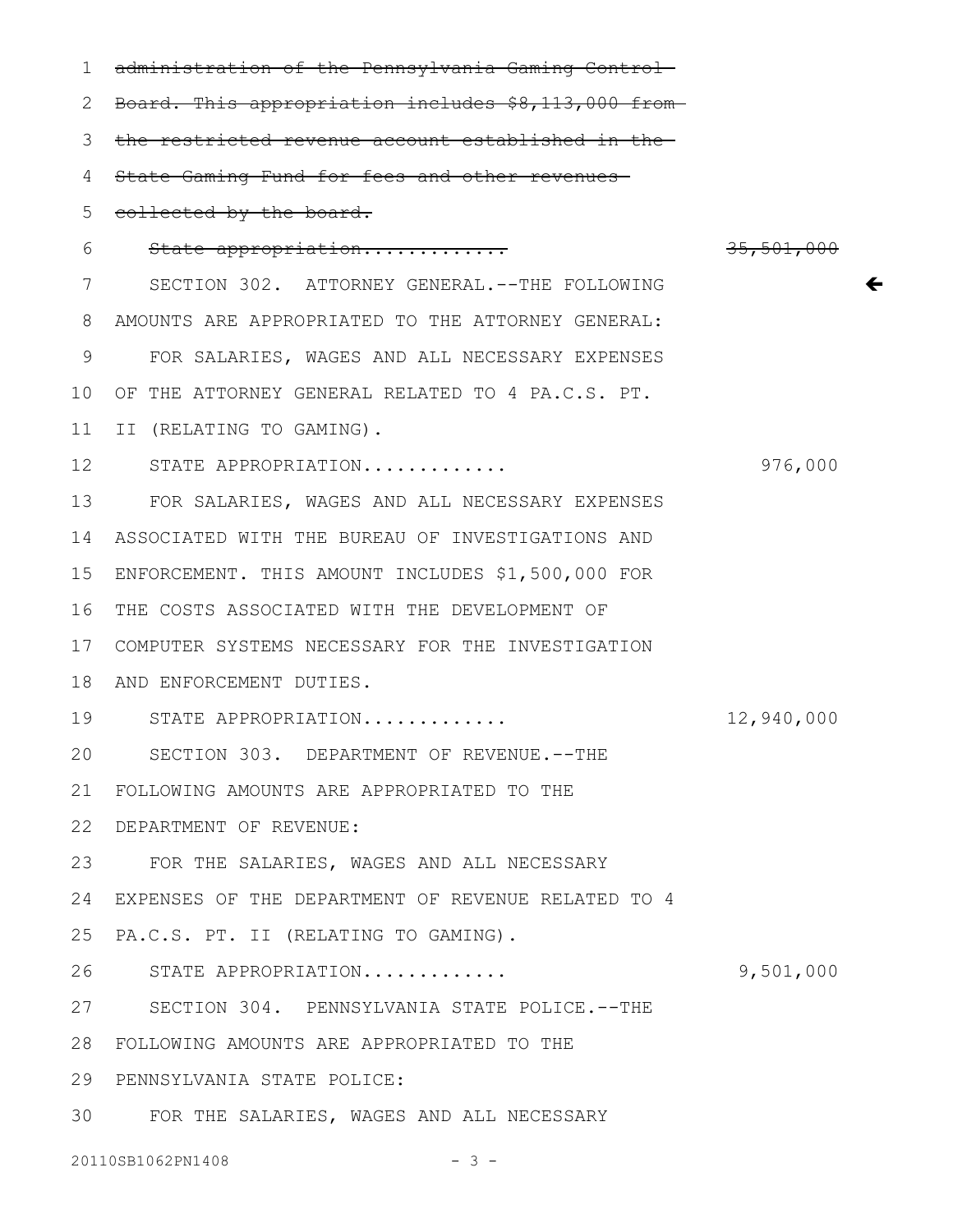~~administration of the Pennsylvania Gaming Control Board. This appropriation includes $8,113,000 from the restricted revenue account established in the State Gaming Fund for fees and other revenues collected by the board.~~

~~State appropriation............~~ ~~35,501,000~~

SECTION 302. ATTORNEY GENERAL.--THE FOLLOWING AMOUNTS ARE APPROPRIATED TO THE ATTORNEY GENERAL:

FOR SALARIES, WAGES AND ALL NECESSARY EXPENSES OF THE ATTORNEY GENERAL RELATED TO 4 PA.C.S. PT. II (RELATING TO GAMING).

STATE APPROPRIATION............ 976,000

FOR SALARIES, WAGES AND ALL NECESSARY EXPENSES ASSOCIATED WITH THE BUREAU OF INVESTIGATIONS AND ENFORCEMENT. THIS AMOUNT INCLUDES $1,500,000 FOR THE COSTS ASSOCIATED WITH THE DEVELOPMENT OF COMPUTER SYSTEMS NECESSARY FOR THE INVESTIGATION AND ENFORCEMENT DUTIES.

STATE APPROPRIATION............ 12,940,000

SECTION 303. DEPARTMENT OF REVENUE.--THE FOLLOWING AMOUNTS ARE APPROPRIATED TO THE DEPARTMENT OF REVENUE:

FOR THE SALARIES, WAGES AND ALL NECESSARY EXPENSES OF THE DEPARTMENT OF REVENUE RELATED TO 4 PA.C.S. PT. II (RELATING TO GAMING).

STATE APPROPRIATION............ 9,501,000

SECTION 304. PENNSYLVANIA STATE POLICE.--THE FOLLOWING AMOUNTS ARE APPROPRIATED TO THE PENNSYLVANIA STATE POLICE:

FOR THE SALARIES, WAGES AND ALL NECESSARY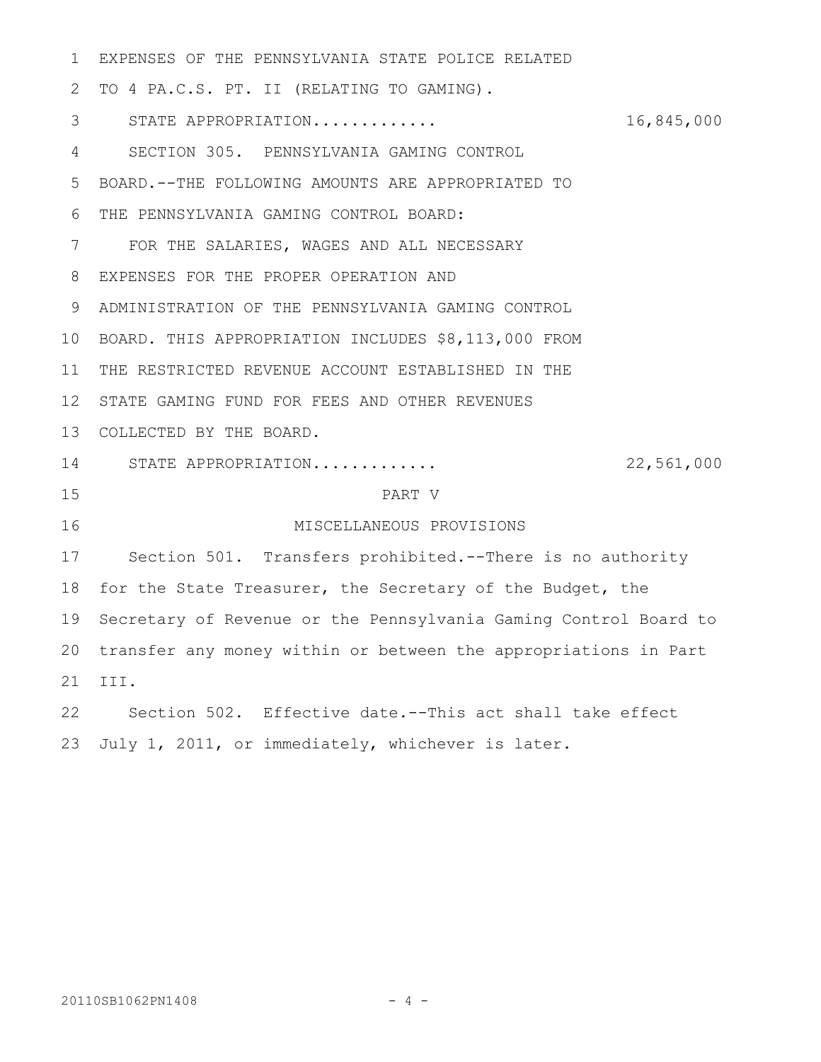EXPENSES OF THE PENNSYLVANIA STATE POLICE RELATED TO 4 PA.C.S. PT. II (RELATING TO GAMING).

STATE APPROPRIATION............ 16,845,000

SECTION 305. PENNSYLVANIA GAMING CONTROL BOARD.--THE FOLLOWING AMOUNTS ARE APPROPRIATED TO THE PENNSYLVANIA GAMING CONTROL BOARD:

FOR THE SALARIES, WAGES AND ALL NECESSARY EXPENSES FOR THE PROPER OPERATION AND ADMINISTRATION OF THE PENNSYLVANIA GAMING CONTROL BOARD. THIS APPROPRIATION INCLUDES $8,113,000 FROM THE RESTRICTED REVENUE ACCOUNT ESTABLISHED IN THE STATE GAMING FUND FOR FEES AND OTHER REVENUES COLLECTED BY THE BOARD.

STATE APPROPRIATION............ 22,561,000

PART V

MISCELLANEOUS PROVISIONS

Section 501. Transfers prohibited.--There is no authority for the State Treasurer, the Secretary of the Budget, the Secretary of Revenue or the Pennsylvania Gaming Control Board to transfer any money within or between the appropriations in Part III.

Section 502. Effective date.--This act shall take effect July 1, 2011, or immediately, whichever is later.